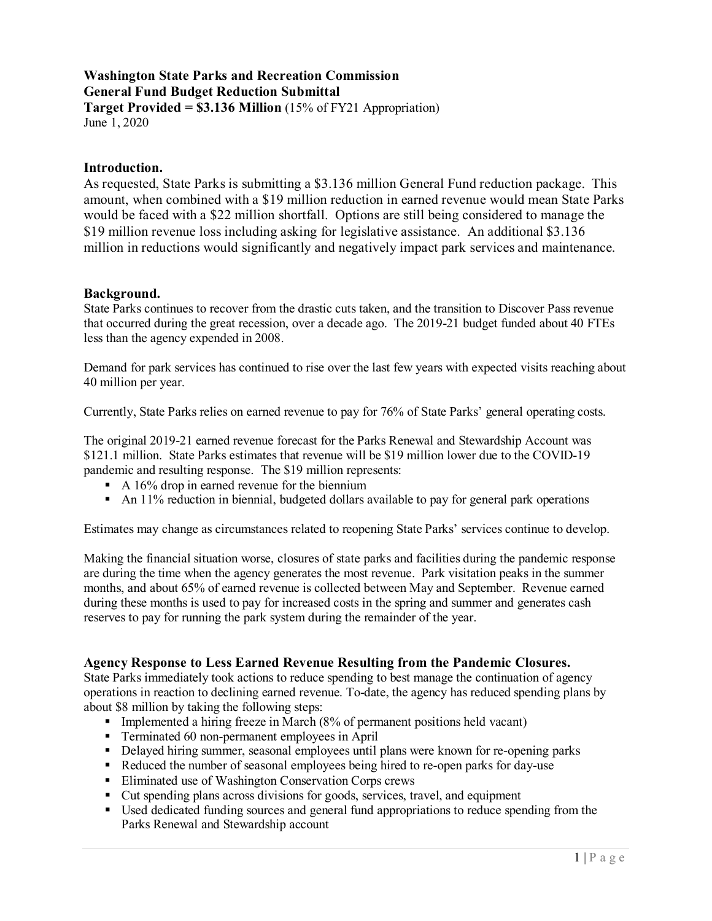**Washington State Parks and Recreation Commission**
**General Fund Budget Reduction Submittal**
**Target Provided = $3.136 Million** (15% of FY21 Appropriation)
June 1, 2020

## Introduction.

As requested, State Parks is submitting a $3.136 million General Fund reduction package. This amount, when combined with a $19 million reduction in earned revenue would mean State Parks would be faced with a $22 million shortfall. Options are still being considered to manage the $19 million revenue loss including asking for legislative assistance. An additional $3.136 million in reductions would significantly and negatively impact park services and maintenance.

## Background.

State Parks continues to recover from the drastic cuts taken, and the transition to Discover Pass revenue that occurred during the great recession, over a decade ago. The 2019-21 budget funded about 40 FTEs less than the agency expended in 2008.

Demand for park services has continued to rise over the last few years with expected visits reaching about 40 million per year.

Currently, State Parks relies on earned revenue to pay for 76% of State Parks' general operating costs.

The original 2019-21 earned revenue forecast for the Parks Renewal and Stewardship Account was $121.1 million. State Parks estimates that revenue will be $19 million lower due to the COVID-19 pandemic and resulting response. The $19 million represents:

- A 16% drop in earned revenue for the biennium
- An 11% reduction in biennial, budgeted dollars available to pay for general park operations

Estimates may change as circumstances related to reopening State Parks' services continue to develop.

Making the financial situation worse, closures of state parks and facilities during the pandemic response are during the time when the agency generates the most revenue. Park visitation peaks in the summer months, and about 65% of earned revenue is collected between May and September. Revenue earned during these months is used to pay for increased costs in the spring and summer and generates cash reserves to pay for running the park system during the remainder of the year.

## Agency Response to Less Earned Revenue Resulting from the Pandemic Closures.

State Parks immediately took actions to reduce spending to best manage the continuation of agency operations in reaction to declining earned revenue. To-date, the agency has reduced spending plans by about $8 million by taking the following steps:

- Implemented a hiring freeze in March (8% of permanent positions held vacant)
- Terminated 60 non-permanent employees in April
- Delayed hiring summer, seasonal employees until plans were known for re-opening parks
- Reduced the number of seasonal employees being hired to re-open parks for day-use
- Eliminated use of Washington Conservation Corps crews
- Cut spending plans across divisions for goods, services, travel, and equipment
- Used dedicated funding sources and general fund appropriations to reduce spending from the Parks Renewal and Stewardship account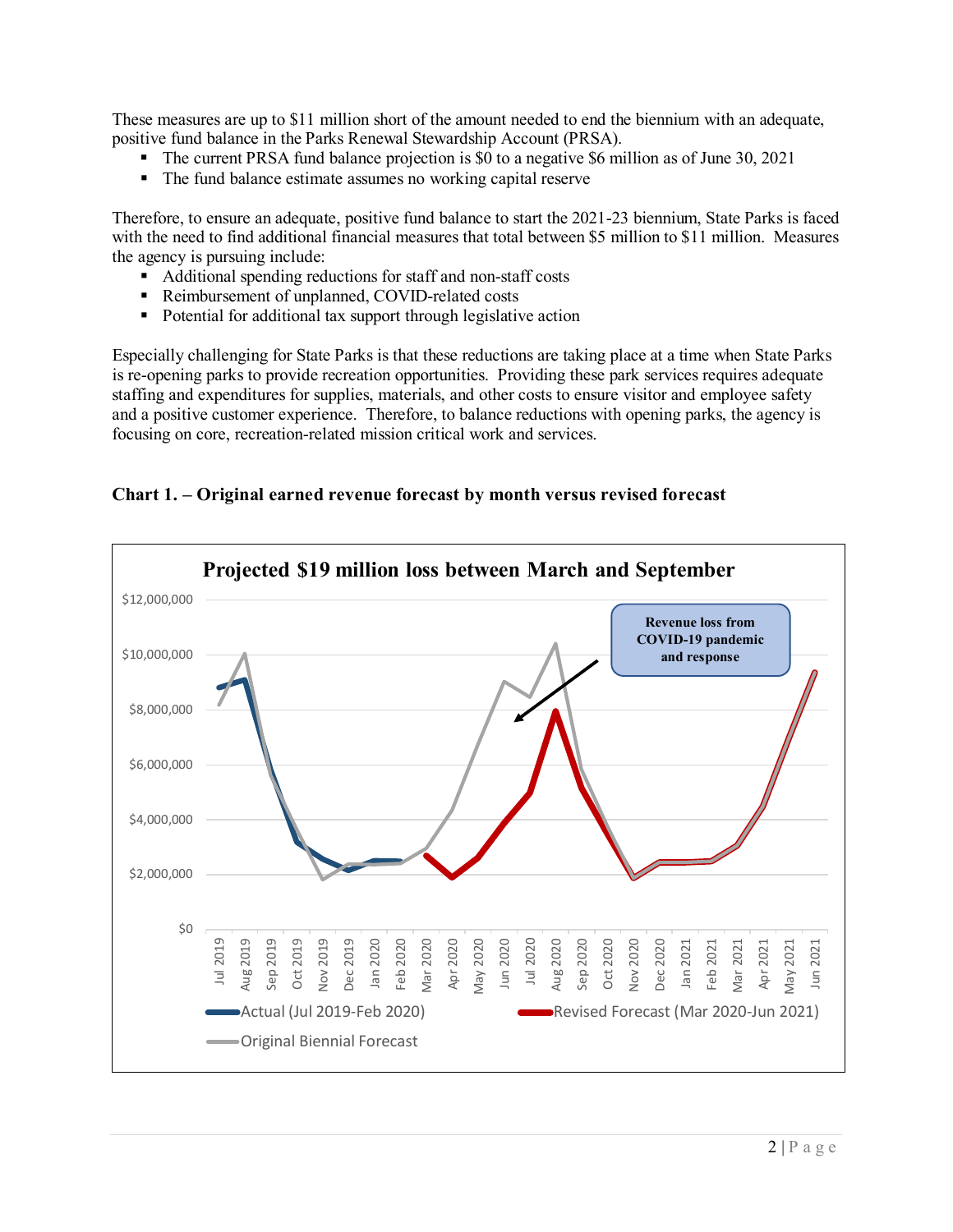These measures are up to $11 million short of the amount needed to end the biennium with an adequate, positive fund balance in the Parks Renewal Stewardship Account (PRSA).

- The current PRSA fund balance projection is $0 to a negative $6 million as of June 30, 2021
- The fund balance estimate assumes no working capital reserve

Therefore, to ensure an adequate, positive fund balance to start the 2021-23 biennium, State Parks is faced with the need to find additional financial measures that total between $5 million to $11 million. Measures the agency is pursuing include:

- Additional spending reductions for staff and non-staff costs
- Reimbursement of unplanned, COVID-related costs
- Potential for additional tax support through legislative action

Especially challenging for State Parks is that these reductions are taking place at a time when State Parks is re-opening parks to provide recreation opportunities. Providing these park services requires adequate staffing and expenditures for supplies, materials, and other costs to ensure visitor and employee safety and a positive customer experience. Therefore, to balance reductions with opening parks, the agency is focusing on core, recreation-related mission critical work and services.

**Chart 1. – Original earned revenue forecast by month versus revised forecast**

**Projected $19 million loss between March and September**

Revenue loss from COVID-19 pandemic and response

Legend: Actual (Jul 2019-Feb 2020); Revised Forecast (Mar 2020-Jun 2021); Original Biennial Forecast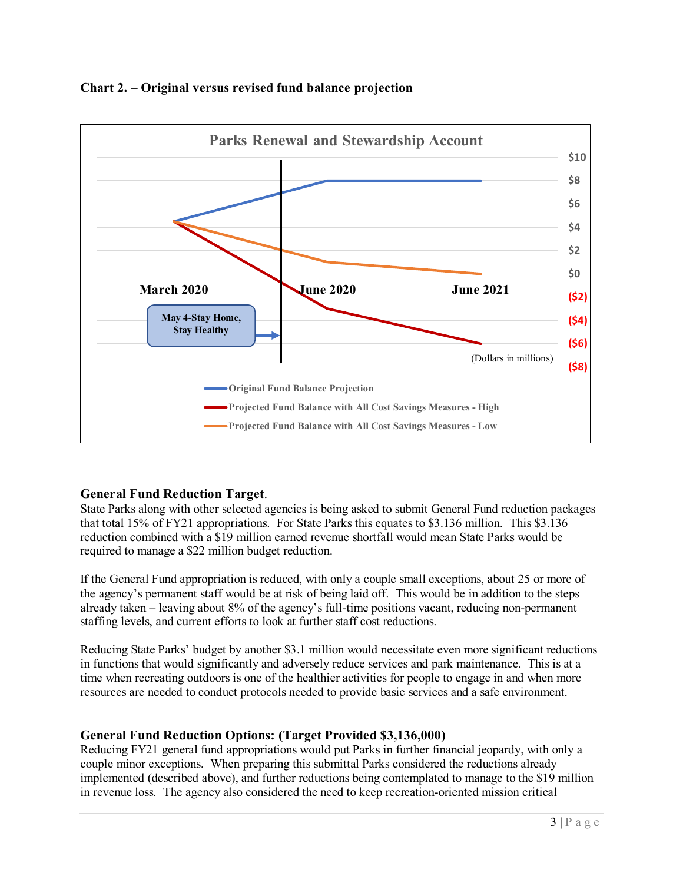**Chart 2. – Original versus revised fund balance projection**

**General Fund Reduction Target**.
State Parks along with other selected agencies is being asked to submit General Fund reduction packages that total 15% of FY21 appropriations. For State Parks this equates to $3.136 million. This $3.136 reduction combined with a $19 million earned revenue shortfall would mean State Parks would be required to manage a $22 million budget reduction.

If the General Fund appropriation is reduced, with only a couple small exceptions, about 25 or more of the agency's permanent staff would be at risk of being laid off. This would be in addition to the steps already taken – leaving about 8% of the agency's full-time positions vacant, reducing non-permanent staffing levels, and current efforts to look at further staff cost reductions.

Reducing State Parks' budget by another $3.1 million would necessitate even more significant reductions in functions that would significantly and adversely reduce services and park maintenance. This is at a time when recreating outdoors is one of the healthier activities for people to engage in and when more resources are needed to conduct protocols needed to provide basic services and a safe environment.

**General Fund Reduction Options: (Target Provided $3,136,000)**
Reducing FY21 general fund appropriations would put Parks in further financial jeopardy, with only a couple minor exceptions. When preparing this submittal Parks considered the reductions already implemented (described above), and further reductions being contemplated to manage to the $19 million in revenue loss. The agency also considered the need to keep recreation-oriented mission critical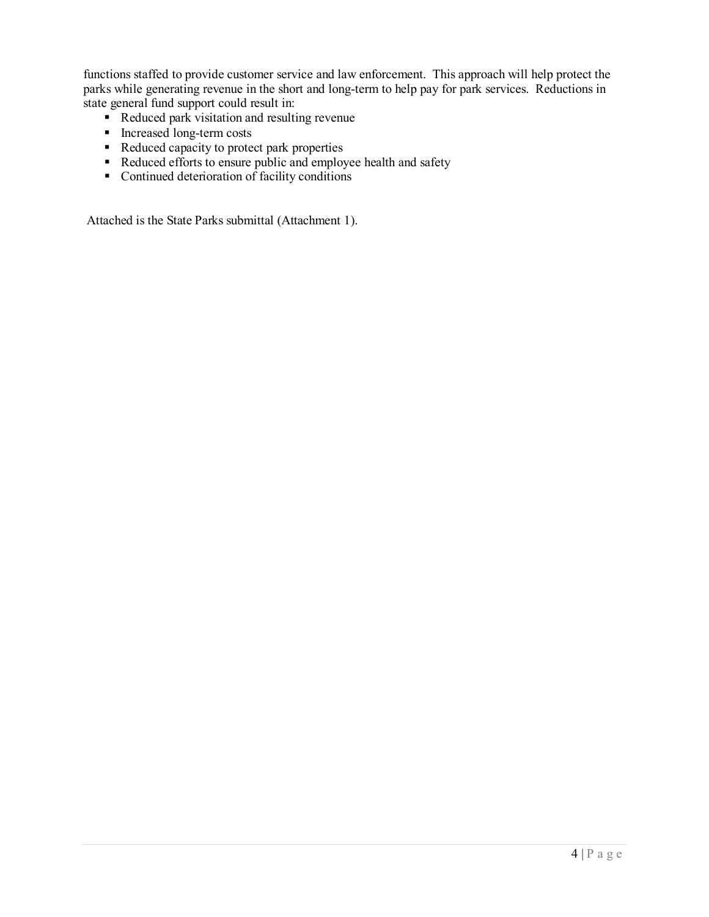functions staffed to provide customer service and law enforcement. This approach will help protect the parks while generating revenue in the short and long-term to help pay for park services. Reductions in state general fund support could result in:

- Reduced park visitation and resulting revenue
- Increased long-term costs
- Reduced capacity to protect park properties
- Reduced efforts to ensure public and employee health and safety
- Continued deterioration of facility conditions

Attached is the State Parks submittal (Attachment 1).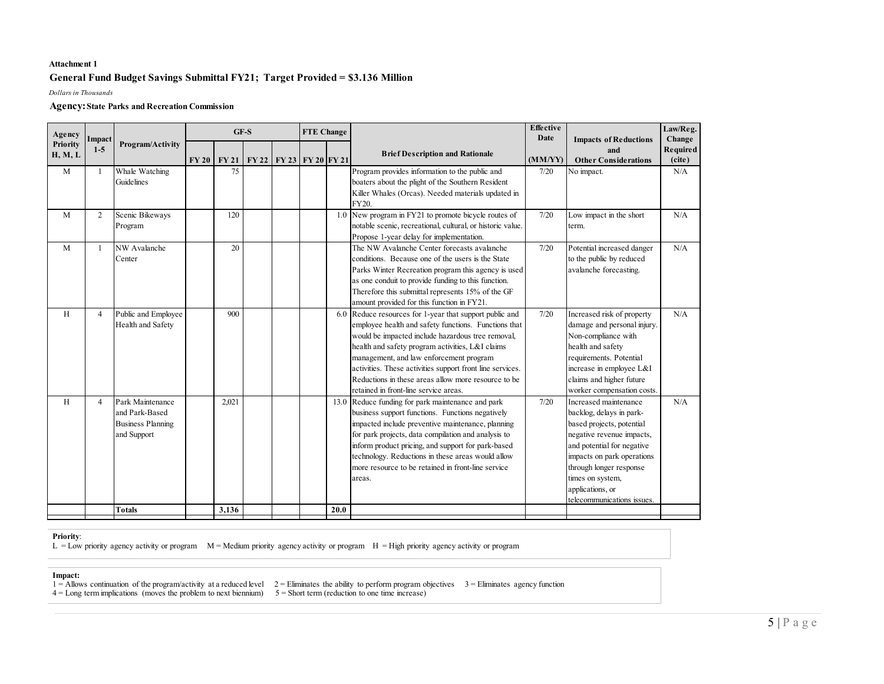**Attachment 1**

**General Fund Budget Savings Submittal FY21; Target Provided = $3.136 Million**

*Dollars in Thousands*

**Agency: State Parks and Recreation Commission**

| Agency Priority H, M, L | Impact 1-5 | Program/Activity | GF-S | | | | FTE Change | | Brief Description and Rationale | Effective Date | Impacts of Reductions and Other Considerations | Law/Reg. Change Required (cite) |
|---|---|---|---|---|---|---|---|---|---|---|---|---|
| | | | FY 20 | FY 21 | FY 22 | FY 23 | FY 20 | FY 21 | | (MM/YY) | | |
| M | 1 | Whale Watching Guidelines | | 75 | | | | | Program provides information to the public and boaters about the plight of the Southern Resident Killer Whales (Orcas). Needed materials updated in FY20. | 7/20 | No impact. | N/A |
| M | 2 | Scenic Bikeways Program | | 120 | | | | 1.0 | New program in FY21 to promote bicycle routes of notable scenic, recreational, cultural, or historic value. Propose 1-year delay for implementation. | 7/20 | Low impact in the short term. | N/A |
| M | 1 | NW Avalanche Center | | 20 | | | | | The NW Avalanche Center forecasts avalanche conditions. Because one of the users is the State Parks Winter Recreation program this agency is used as one conduit to provide funding to this function. Therefore this submittal represents 15% of the GF amount provided for this function in FY21. | 7/20 | Potential increased danger to the public by reduced avalanche forecasting. | N/A |
| H | 4 | Public and Employee Health and Safety | | 900 | | | | 6.0 | Reduce resources for 1-year that support public and employee health and safety functions. Functions that would be impacted include hazardous tree removal, health and safety program activities, L&I claims management, and law enforcement program activities. These activities support front line services. Reductions in these areas allow more resource to be retained in front-line service areas. | 7/20 | Increased risk of property damage and personal injury. Non-compliance with health and safety requirements. Potential increase in employee L&I claims and higher future worker compensation costs. | N/A |
| H | 4 | Park Maintenance and Park-Based Business Planning and Support | | 2,021 | | | | 13.0 | Reduce funding for park maintenance and park business support functions. Functions negatively impacted include preventive maintenance, planning for park projects, data compilation and analysis to inform product pricing, and support for park-based technology. Reductions in these areas would allow more resource to be retained in front-line service areas. | 7/20 | Increased maintenance backlog, delays in park-based projects, potential negative revenue impacts, and potential for negative impacts on park operations through longer response times on system, applications, or telecommunications issues. | N/A |
| | | **Totals** | | **3,136** | | | | **20.0** | | | | |

**Priority**:
L = Low priority agency activity or program M = Medium priority agency activity or program H = High priority agency activity or program

**Impact:**
1 = Allows continuation of the program/activity at a reduced level 2 = Eliminates the ability to perform program objectives 3 = Eliminates agency function
4 = Long term implications (moves the problem to next biennium) 5 = Short term (reduction to one time increase)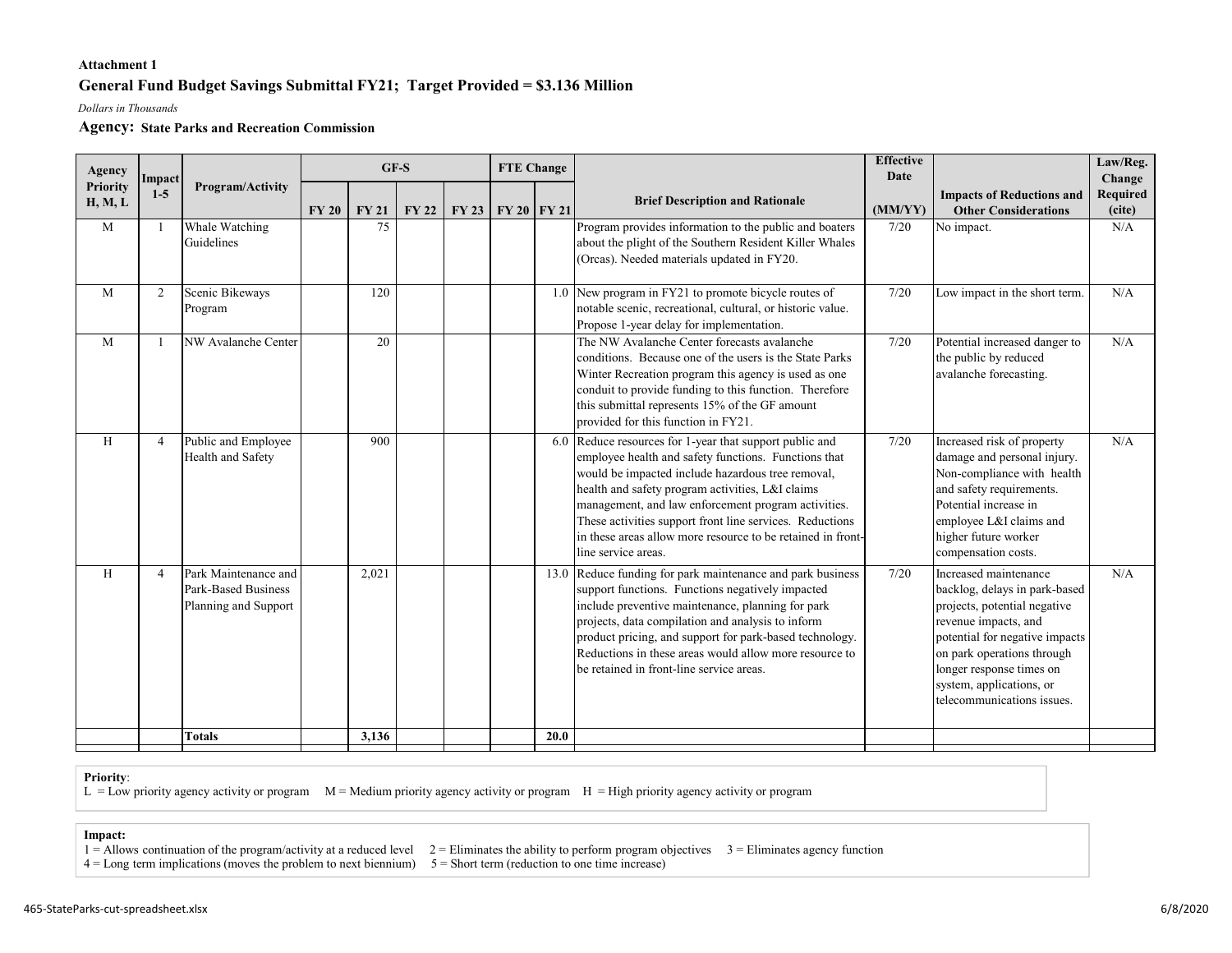**Attachment 1**

## General Fund Budget Savings Submittal FY21; Target Provided = $3.136 Million

*Dollars in Thousands*

**Agency: State Parks and Recreation Commission**

| Agency Priority H, M, L | Impact 1-5 | Program/Activity | GF-S | | | | FTE Change | | Brief Description and Rationale | Effective Date | Impacts of Reductions and Other Considerations | Law/Reg. Change Required (cite) |
|---|---|---|---|---|---|---|---|---|---|---|---|---|
| | | | FY 20 | FY 21 | FY 22 | FY 23 | FY 20 | FY 21 | | (MM/YY) | | |
| M | 1 | Whale Watching Guidelines | | 75 | | | | | Program provides information to the public and boaters about the plight of the Southern Resident Killer Whales (Orcas). Needed materials updated in FY20. | 7/20 | No impact. | N/A |
| M | 2 | Scenic Bikeways Program | | 120 | | | | 1.0 | New program in FY21 to promote bicycle routes of notable scenic, recreational, cultural, or historic value. Propose 1-year delay for implementation. | 7/20 | Low impact in the short term. | N/A |
| M | 1 | NW Avalanche Center | | 20 | | | | | The NW Avalanche Center forecasts avalanche conditions. Because one of the users is the State Parks Winter Recreation program this agency is used as one conduit to provide funding to this function. Therefore this submittal represents 15% of the GF amount provided for this function in FY21. | 7/20 | Potential increased danger to the public by reduced avalanche forecasting. | N/A |
| H | 4 | Public and Employee Health and Safety | | 900 | | | | 6.0 | Reduce resources for 1-year that support public and employee health and safety functions. Functions that would be impacted include hazardous tree removal, health and safety program activities, L&I claims management, and law enforcement program activities. These activities support front line services. Reductions in these areas allow more resource to be retained in front-line service areas. | 7/20 | Increased risk of property damage and personal injury. Non-compliance with health and safety requirements. Potential increase in employee L&I claims and higher future worker compensation costs. | N/A |
| H | 4 | Park Maintenance and Park-Based Business Planning and Support | | 2,021 | | | | 13.0 | Reduce funding for park maintenance and park business support functions. Functions negatively impacted include preventive maintenance, planning for park projects, data compilation and analysis to inform product pricing, and support for park-based technology. Reductions in these areas would allow more resource to be retained in front-line service areas. | 7/20 | Increased maintenance backlog, delays in park-based projects, potential negative revenue impacts, and potential for negative impacts on park operations through longer response times on system, applications, or telecommunications issues. | N/A |
| | | **Totals** | | **3,136** | | | | **20.0** | | | | |

**Priority**:
L = Low priority agency activity or program    M = Medium priority agency activity or program    H = High priority agency activity or program

**Impact:**
1 = Allows continuation of the program/activity at a reduced level    2 = Eliminates the ability to perform program objectives    3 = Eliminates agency function
4 = Long term implications (moves the problem to next biennium)    5 = Short term (reduction to one time increase)